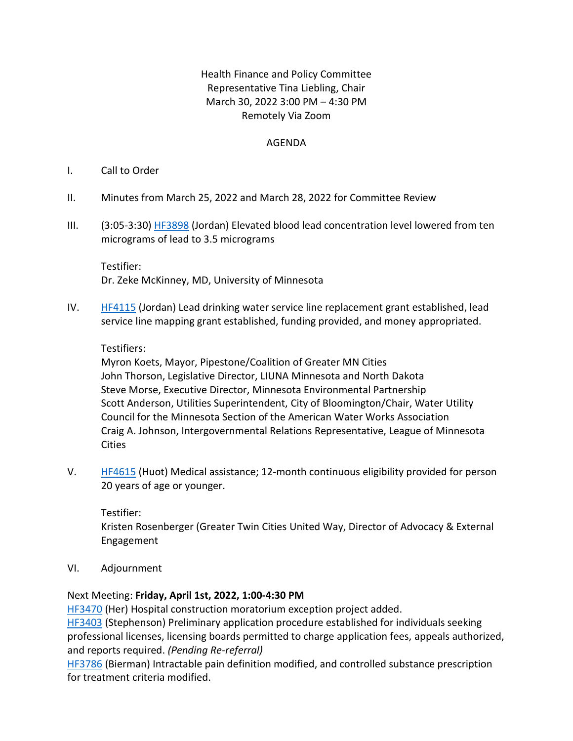Health Finance and Policy Committee
Representative Tina Liebling, Chair
March 30, 2022 3:00 PM – 4:30 PM
Remotely Via Zoom

AGENDA

I. Call to Order

II. Minutes from March 25, 2022 and March 28, 2022 for Committee Review

III. (3:05-3:30) HF3898 (Jordan) Elevated blood lead concentration level lowered from ten micrograms of lead to 3.5 micrograms

Testifier:
Dr. Zeke McKinney, MD, University of Minnesota

IV. HF4115 (Jordan) Lead drinking water service line replacement grant established, lead service line mapping grant established, funding provided, and money appropriated.

Testifiers:
Myron Koets, Mayor, Pipestone/Coalition of Greater MN Cities
John Thorson, Legislative Director, LIUNA Minnesota and North Dakota
Steve Morse, Executive Director, Minnesota Environmental Partnership
Scott Anderson, Utilities Superintendent, City of Bloomington/Chair, Water Utility Council for the Minnesota Section of the American Water Works Association
Craig A. Johnson, Intergovernmental Relations Representative, League of Minnesota Cities

V. HF4615 (Huot) Medical assistance; 12-month continuous eligibility provided for person 20 years of age or younger.

Testifier:
Kristen Rosenberger (Greater Twin Cities United Way, Director of Advocacy & External Engagement

VI. Adjournment

Next Meeting: **Friday, April 1st, 2022, 1:00-4:30 PM**
HF3470 (Her) Hospital construction moratorium exception project added.
HF3403 (Stephenson) Preliminary application procedure established for individuals seeking professional licenses, licensing boards permitted to charge application fees, appeals authorized, and reports required. *(Pending Re-referral)*
HF3786 (Bierman) Intractable pain definition modified, and controlled substance prescription for treatment criteria modified.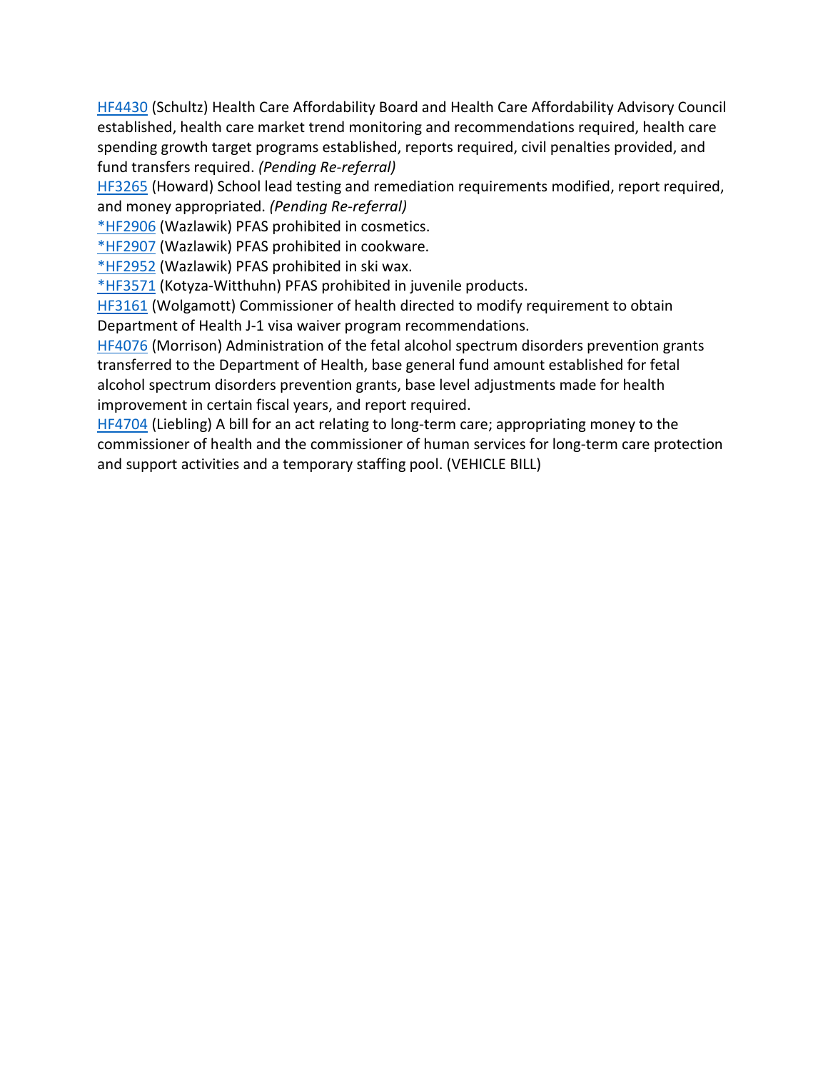HF4430 (Schultz) Health Care Affordability Board and Health Care Affordability Advisory Council established, health care market trend monitoring and recommendations required, health care spending growth target programs established, reports required, civil penalties provided, and fund transfers required. *(Pending Re-referral)*

HF3265 (Howard) School lead testing and remediation requirements modified, report required, and money appropriated. *(Pending Re-referral)*

*HF2906 (Wazlawik) PFAS prohibited in cosmetics.

*HF2907 (Wazlawik) PFAS prohibited in cookware.

*HF2952 (Wazlawik) PFAS prohibited in ski wax.

*HF3571 (Kotyza-Witthuhn) PFAS prohibited in juvenile products.

HF3161 (Wolgamott) Commissioner of health directed to modify requirement to obtain Department of Health J-1 visa waiver program recommendations.

HF4076 (Morrison) Administration of the fetal alcohol spectrum disorders prevention grants transferred to the Department of Health, base general fund amount established for fetal alcohol spectrum disorders prevention grants, base level adjustments made for health improvement in certain fiscal years, and report required.

HF4704 (Liebling) A bill for an act relating to long-term care; appropriating money to the commissioner of health and the commissioner of human services for long-term care protection and support activities and a temporary staffing pool. (VEHICLE BILL)